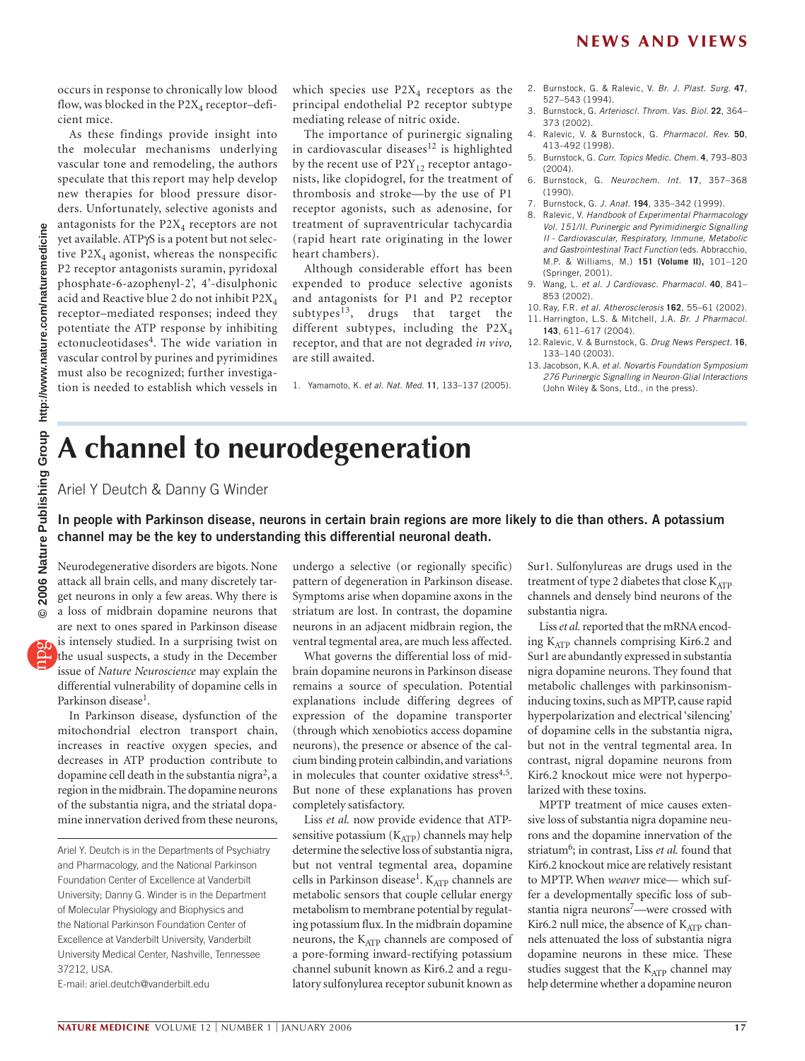occurs in response to chronically low blood flow, was blocked in the $P2X_4$ receptor–deficient mice.

As these findings provide insight into the molecular mechanisms underlying vascular tone and remodeling, the authors speculate that this report may help develop new therapies for blood pressure disorders. Unfortunately, selective agonists and antagonists for the $P2X_4$ receptors are not yet available. ATPγS is a potent but not selective $P2X_4$ agonist, whereas the nonspecific P2 receptor antagonists suramin, pyridoxal phosphate-6-azophenyl-2', 4'-disulphonic acid and Reactive blue 2 do not inhibit $P2X_4$ receptor–mediated responses; indeed they potentiate the ATP response by inhibiting ectonucleotidases[4]. The wide variation in vascular control by purines and pyrimidines must also be recognized; further investigation is needed to establish which vessels in which species use $P2X_4$ receptors as the principal endothelial P2 receptor subtype mediating release of nitric oxide.

The importance of purinergic signaling in cardiovascular diseases[12] is highlighted by the recent use of $P2Y_{12}$ receptor antagonists, like clopidogrel, for the treatment of thrombosis and stroke—by the use of P1 receptor agonists, such as adenosine, for treatment of supraventricular tachycardia (rapid heart rate originating in the lower heart chambers).

Although considerable effort has been expended to produce selective agonists and antagonists for P1 and P2 receptor subtypes[13], drugs that target the different subtypes, including the $P2X_4$ receptor, and that are not degraded *in vivo*, are still awaited.

1. Yamamoto, K. *et al. Nat. Med.* **11**, 133–137 (2005).
2. Burnstock, G. & Ralevic, V. *Br. J. Plast. Surg.* **47**, 527–543 (1994).
3. Burnstock, G. *Arterioscl. Throm. Vas. Biol.* **22**, 364–373 (2002).
4. Ralevic, V. & Burnstock, G. *Pharmacol. Rev.* **50**, 413–492 (1998).
5. Burnstock, G. *Curr. Topics Medic. Chem.* **4**, 793–803 (2004).
6. Burnstock, G. *Neurochem. Int.* **17**, 357–368 (1990).
7. Burnstock, G. *J. Anat.* **194**, 335–342 (1999).
8. Ralevic, V. *Handbook of Experimental Pharmacology Vol. 151/II. Purinergic and Pyrimidinergic Signalling II - Cardiovascular, Respiratory, Immune, Metabolic and Gastrointestinal Tract Function* (eds. Abbracchio, M.P. & Williams, M.) **151 (Volume II),** 101–120 (Springer, 2001).
9. Wang, L. *et al. J Cardiovasc. Pharmacol.* **40**, 841–853 (2002).
10. Ray, F.R. *et al. Atherosclerosis* **162**, 55–61 (2002).
11. Harrington, L.S. & Mitchell, J.A. *Br. J Pharmacol.* **143**, 611–617 (2004).
12. Ralevic, V. & Burnstock, G. *Drug News Perspect.* **16**, 133–140 (2003).
13. Jacobson, K.A. *et al. Novartis Foundation Symposium 276 Purinergic Signalling in Neuron-Glial Interactions* (John Wiley & Sons, Ltd., in the press).

# A channel to neurodegeneration

Ariel Y Deutch & Danny G Winder

**In people with Parkinson disease, neurons in certain brain regions are more likely to die than others. A potassium channel may be the key to understanding this differential neuronal death.**

Neurodegenerative disorders are bigots. None attack all brain cells, and many discretely target neurons in only a few areas. Why there is a loss of midbrain dopamine neurons that are next to ones spared in Parkinson disease is intensely studied. In a surprising twist on the usual suspects, a study in the December issue of *Nature Neuroscience* may explain the differential vulnerability of dopamine cells in Parkinson disease[1].

In Parkinson disease, dysfunction of the mitochondrial electron transport chain, increases in reactive oxygen species, and decreases in ATP production contribute to dopamine cell death in the substantia nigra[2], a region in the midbrain. The dopamine neurons of the substantia nigra, and the striatal dopamine innervation derived from these neurons, undergo a selective (or regionally specific) pattern of degeneration in Parkinson disease. Symptoms arise when dopamine axons in the striatum are lost. In contrast, the dopamine neurons in an adjacent midbrain region, the ventral tegmental area, are much less affected.

What governs the differential loss of midbrain dopamine neurons in Parkinson disease remains a source of speculation. Potential explanations include differing degrees of expression of the dopamine transporter (through which xenobiotics access dopamine neurons), the presence or absence of the calcium binding protein calbindin, and variations in molecules that counter oxidative stress[4,5]. But none of these explanations has proven completely satisfactory.

Liss *et al.* now provide evidence that ATP-sensitive potassium ($K_{ATP}$) channels may help determine the selective loss of substantia nigra, but not ventral tegmental area, dopamine cells in Parkinson disease[1]. $K_{ATP}$ channels are metabolic sensors that couple cellular energy metabolism to membrane potential by regulating potassium flux. In the midbrain dopamine neurons, the $K_{ATP}$ channels are composed of a pore-forming inward-rectifying potassium channel subunit known as Kir6.2 and a regulatory sulfonylurea receptor subunit known as Sur1. Sulfonylureas are drugs used in the treatment of type 2 diabetes that close $K_{ATP}$ channels and densely bind neurons of the substantia nigra.

Liss *et al.* reported that the mRNA encoding $K_{ATP}$ channels comprising Kir6.2 and Sur1 are abundantly expressed in substantia nigra dopamine neurons. They found that metabolic challenges with parkinsonism-inducing toxins, such as MPTP, cause rapid hyperpolarization and electrical 'silencing' of dopamine cells in the substantia nigra, but not in the ventral tegmental area. In contrast, nigral dopamine neurons from Kir6.2 knockout mice were not hyperpolarized with these toxins.

MPTP treatment of mice causes extensive loss of substantia nigra dopamine neurons and the dopamine innervation of the striatum[6]; in contrast, Liss *et al.* found that Kir6.2 knockout mice are relatively resistant to MPTP. When *weaver* mice— which suffer a developmentally specific loss of substantia nigra neurons[7]—were crossed with Kir6.2 null mice, the absence of $K_{ATP}$ channels attenuated the loss of substantia nigra dopamine neurons in these mice. These studies suggest that the $K_{ATP}$ channel may help determine whether a dopamine neuron

Ariel Y. Deutch is in the Departments of Psychiatry and Pharmacology, and the National Parkinson Foundation Center of Excellence at Vanderbilt University; Danny G. Winder is in the Department of Molecular Physiology and Biophysics and the National Parkinson Foundation Center of Excellence at Vanderbilt University, Vanderbilt University Medical Center, Nashville, Tennessee 37212, USA.
E-mail: ariel.deutch@vanderbilt.edu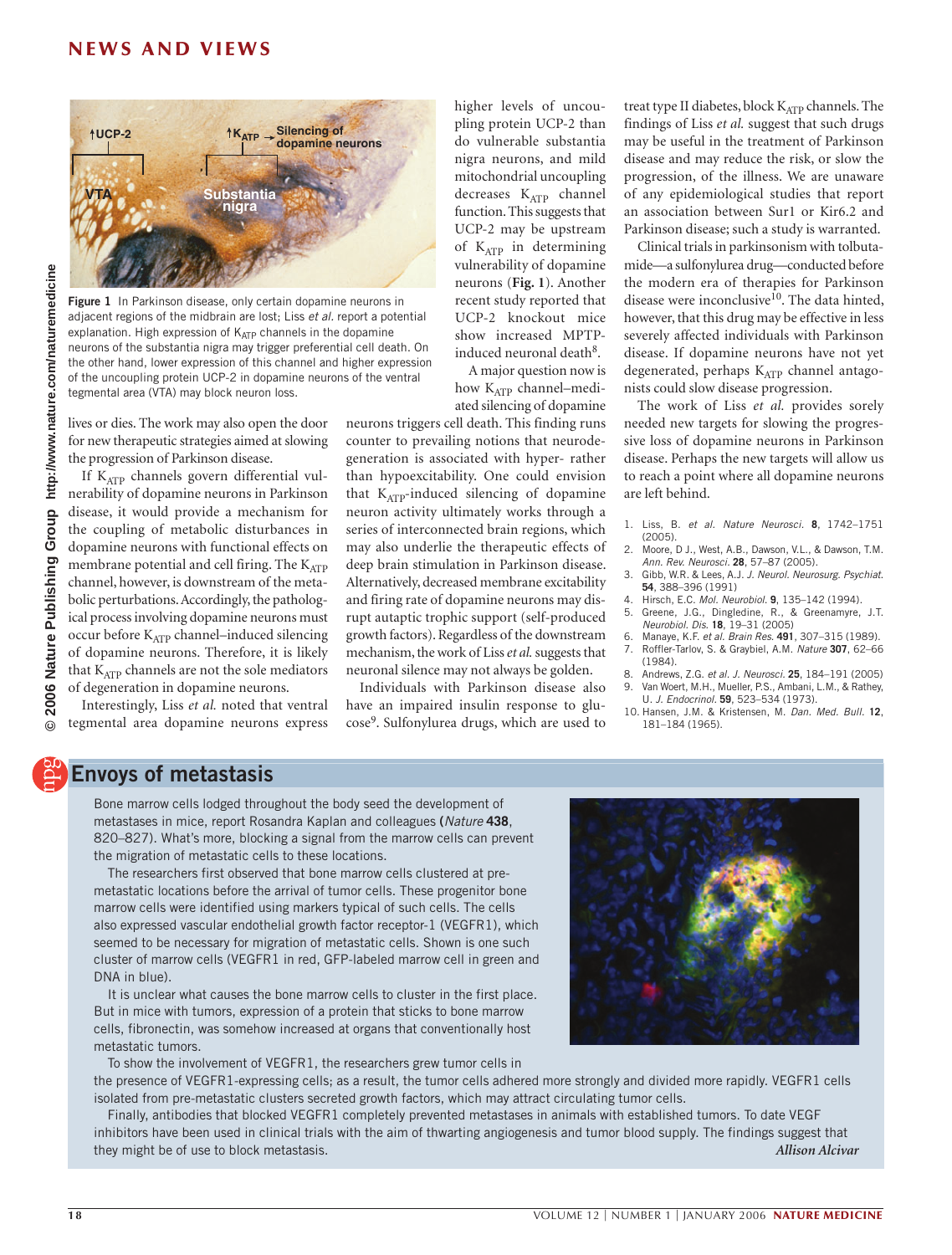↑UCP-2

↑$K_{ATP}$ → Silencing of dopamine neurons

VTA

Substantia nigra

**Figure 1** In Parkinson disease, only certain dopamine neurons in adjacent regions of the midbrain are lost; Liss *et al.* report a potential explanation. High expression of $K_{ATP}$ channels in the dopamine neurons of the substantia nigra may trigger preferential cell death. On the other hand, lower expression of this channel and higher expression of the uncoupling protein UCP-2 in dopamine neurons of the ventral tegmental area (VTA) may block neuron loss.

lives or dies. The work may also open the door for new therapeutic strategies aimed at slowing the progression of Parkinson disease.

If $K_{ATP}$ channels govern differential vulnerability of dopamine neurons in Parkinson disease, it would provide a mechanism for the coupling of metabolic disturbances in dopamine neurons with functional effects on membrane potential and cell firing. The $K_{ATP}$ channel, however, is downstream of the metabolic perturbations. Accordingly, the pathological process involving dopamine neurons must occur before $K_{ATP}$ channel–induced silencing of dopamine neurons. Therefore, it is likely that $K_{ATP}$ channels are not the sole mediators of degeneration in dopamine neurons.

Interestingly, Liss *et al.* noted that ventral tegmental area dopamine neurons express higher levels of uncoupling protein UCP-2 than do vulnerable substantia nigra neurons, and mild mitochondrial uncoupling decreases $K_{ATP}$ channel function. This suggests that UCP-2 may be upstream of $K_{ATP}$ in determining vulnerability of dopamine neurons (**Fig. 1**). Another recent study reported that UCP-2 knockout mice show increased MPTP-induced neuronal death[8].

A major question now is how $K_{ATP}$ channel–mediated silencing of dopamine neurons triggers cell death. This finding runs counter to prevailing notions that neurodegeneration is associated with hyper- rather than hypoexcitability. One could envision that $K_{ATP}$-induced silencing of dopamine neuron activity ultimately works through a series of interconnected brain regions, which may also underlie the therapeutic effects of deep brain stimulation in Parkinson disease. Alternatively, decreased membrane excitability and firing rate of dopamine neurons may disrupt autaptic trophic support (self-produced growth factors). Regardless of the downstream mechanism, the work of Liss *et al.* suggests that neuronal silence may not always be golden.

Individuals with Parkinson disease also have an impaired insulin response to glucose[9]. Sulfonylurea drugs, which are used to treat type II diabetes, block $K_{ATP}$ channels. The findings of Liss *et al.* suggest that such drugs may be useful in the treatment of Parkinson disease and may reduce the risk, or slow the progression, of the illness. We are unaware of any epidemiological studies that report an association between Sur1 or Kir6.2 and Parkinson disease; such a study is warranted.

Clinical trials in parkinsonism with tolbutamide—a sulfonylurea drug—conducted before the modern era of therapies for Parkinson disease were inconclusive[10]. The data hinted, however, that this drug may be effective in less severely affected individuals with Parkinson disease. If dopamine neurons have not yet degenerated, perhaps $K_{ATP}$ channel antagonists could slow disease progression.

The work of Liss *et al.* provides sorely needed new targets for slowing the progressive loss of dopamine neurons in Parkinson disease. Perhaps the new targets will allow us to reach a point where all dopamine neurons are left behind.

1. Liss, B. *et al. Nature Neurosci.* **8**, 1742–1751 (2005).
2. Moore, D J., West, A.B., Dawson, V.L., & Dawson, T.M. *Ann. Rev. Neurosci.* **28**, 57–87 (2005).
3. Gibb, W.R. & Lees, A.J. *J. Neurol. Neurosurg. Psychiat.* **54**, 388–396 (1991)
4. Hirsch, E.C. *Mol. Neurobiol.* **9**, 135–142 (1994).
5. Greene, J.G., Dingledine, R., & Greenamyre, J.T. *Neurobiol. Dis.* **18**, 19–31 (2005)
6. Manaye, K.F. *et al. Brain Res.* **491**, 307–315 (1989).
7. Roffler-Tarlov, S. & Graybiel, A.M. *Nature* **307**, 62–66 (1984).
8. Andrews, Z.G. *et al. J. Neurosci.* **25**, 184–191 (2005)
9. Van Woert, M.H., Mueller, P.S., Ambani, L.M., & Rathey, U. *J. Endocrinol.* **59**, 523–534 (1973).
10. Hansen, J.M. & Kristensen, M. *Dan. Med. Bull.* **12**, 181–184 (1965).

## Envoys of metastasis

Bone marrow cells lodged throughout the body seed the development of metastases in mice, report Rosandra Kaplan and colleagues (*Nature* **438**, 820–827). What's more, blocking a signal from the marrow cells can prevent the migration of metastatic cells to these locations.

The researchers first observed that bone marrow cells clustered at pre-metastatic locations before the arrival of tumor cells. These progenitor bone marrow cells were identified using markers typical of such cells. The cells also expressed vascular endothelial growth factor receptor-1 (VEGFR1), which seemed to be necessary for migration of metastatic cells. Shown is one such cluster of marrow cells (VEGFR1 in red, GFP-labeled marrow cell in green and DNA in blue).

It is unclear what causes the bone marrow cells to cluster in the first place. But in mice with tumors, expression of a protein that sticks to bone marrow cells, fibronectin, was somehow increased at organs that conventionally host metastatic tumors.

To show the involvement of VEGFR1, the researchers grew tumor cells in the presence of VEGFR1-expressing cells; as a result, the tumor cells adhered more strongly and divided more rapidly. VEGFR1 cells isolated from pre-metastatic clusters secreted growth factors, which may attract circulating tumor cells.

Finally, antibodies that blocked VEGFR1 completely prevented metastases in animals with established tumors. To date VEGF inhibitors have been used in clinical trials with the aim of thwarting angiogenesis and tumor blood supply. The findings suggest that they might be of use to block metastasis.

*Allison Alcivar*